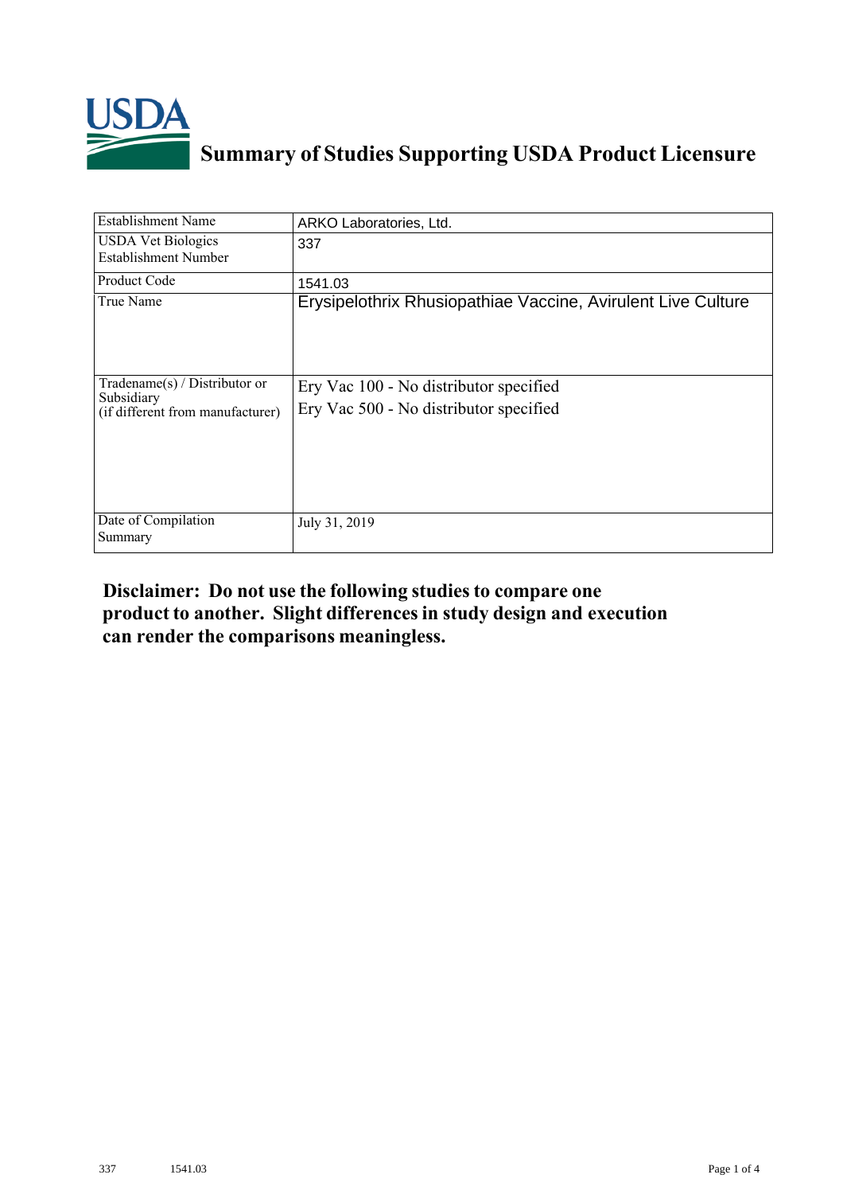# Summary of Studies Supporting USDA Product Licensure

| | |
|---|---|
| Establishment Name | ARKO Laboratories, Ltd. |
| USDA Vet Biologics Establishment Number | 337 |
| Product Code | 1541.03 |
| True Name | Erysipelothrix Rhusiopathiae Vaccine, Avirulent Live Culture |
| Tradename(s) / Distributor or Subsidiary (if different from manufacturer) | Ery Vac 100 - No distributor specified<br>Ery Vac 500 - No distributor specified |
| Date of Compilation Summary | July 31, 2019 |

**Disclaimer: Do not use the following studies to compare one product to another. Slight differences in study design and execution can render the comparisons meaningless.**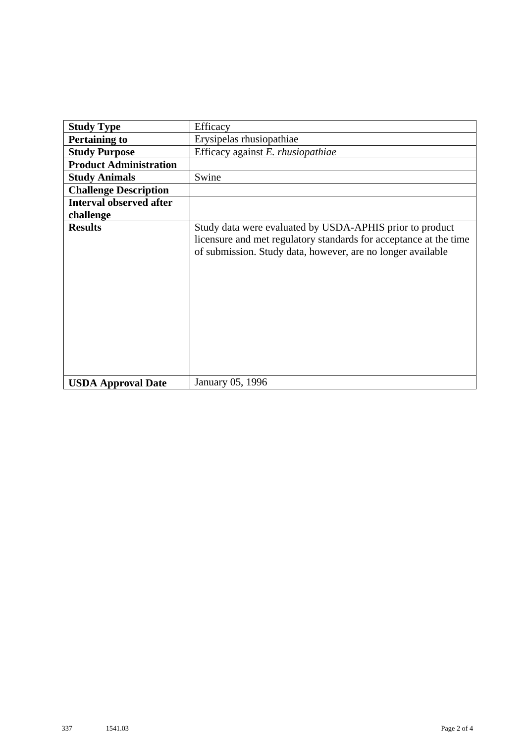| Study Type | Efficacy |
| --- | --- |
| **Pertaining to** | Erysipelas rhusiopathiae |
| **Study Purpose** | Efficacy against *E. rhusiopathiae* |
| **Product Administration** | |
| **Study Animals** | Swine |
| **Challenge Description** | |
| **Interval observed after challenge** | |
| **Results** | Study data were evaluated by USDA-APHIS prior to product licensure and met regulatory standards for acceptance at the time of submission. Study data, however, are no longer available |
| **USDA Approval Date** | January 05, 1996 |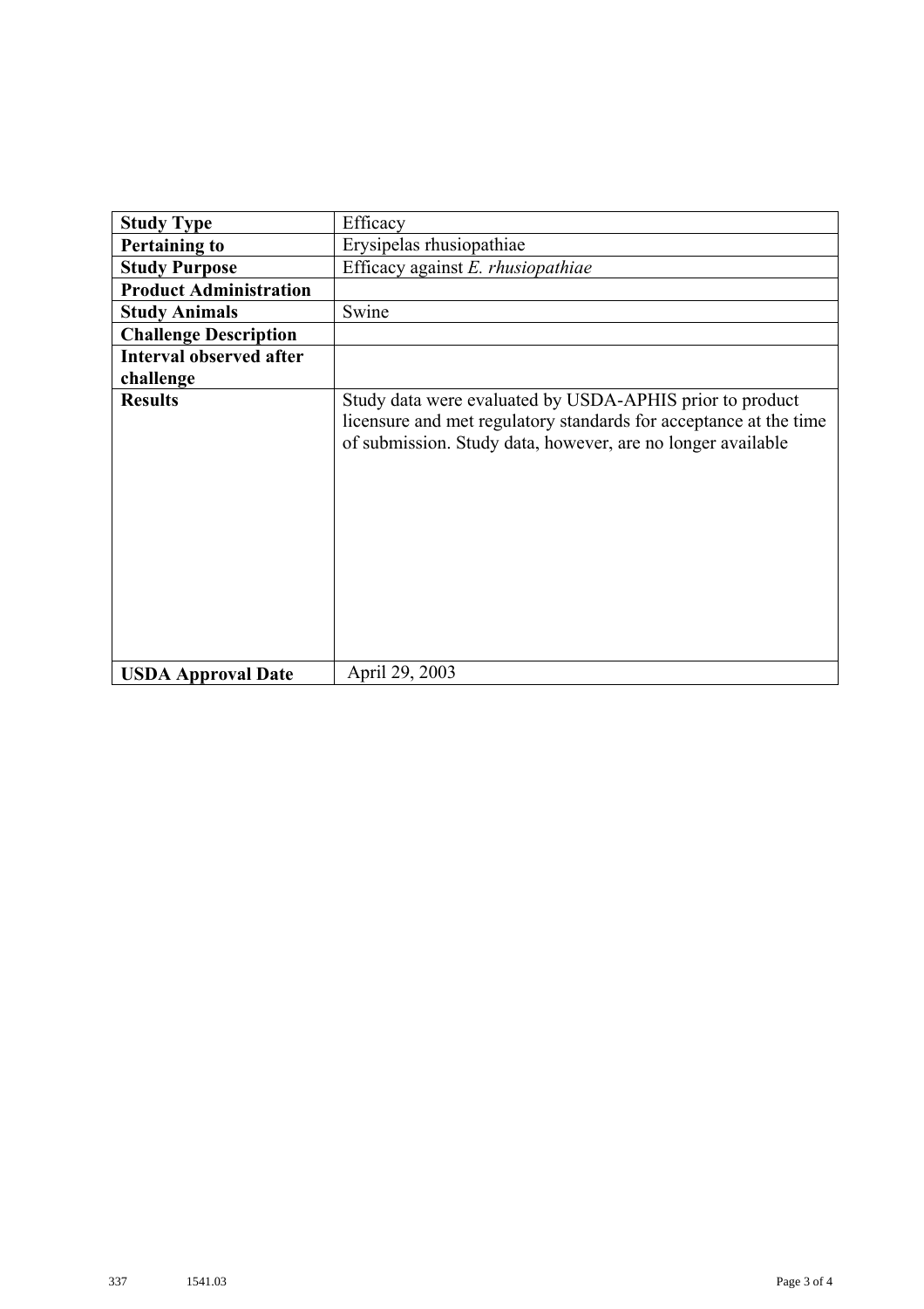| Study Type | Efficacy |
| --- | --- |
| **Pertaining to** | Erysipelas rhusiopathiae |
| **Study Purpose** | Efficacy against *E. rhusiopathiae* |
| **Product Administration** | |
| **Study Animals** | Swine |
| **Challenge Description** | |
| **Interval observed after challenge** | |
| **Results** | Study data were evaluated by USDA-APHIS prior to product licensure and met regulatory standards for acceptance at the time of submission. Study data, however, are no longer available |
| **USDA Approval Date** | April 29, 2003 |

337 1541.03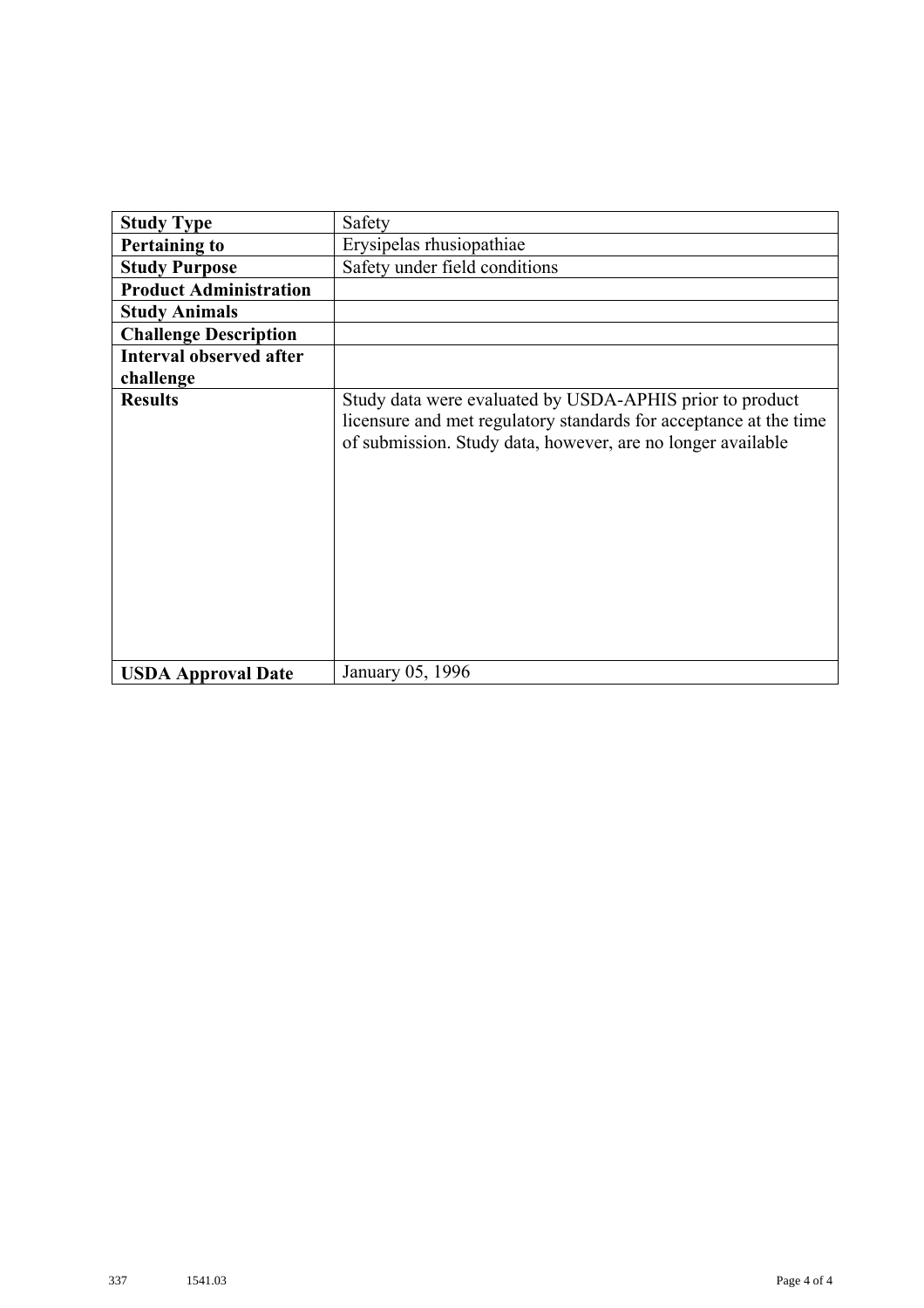| | |
|---|---|
| **Study Type** | Safety |
| **Pertaining to** | Erysipelas rhusiopathiae |
| **Study Purpose** | Safety under field conditions |
| **Product Administration** | |
| **Study Animals** | |
| **Challenge Description** | |
| **Interval observed after challenge** | |
| **Results** | Study data were evaluated by USDA-APHIS prior to product licensure and met regulatory standards for acceptance at the time of submission. Study data, however, are no longer available |
| **USDA Approval Date** | January 05, 1996 |

337 1541.03